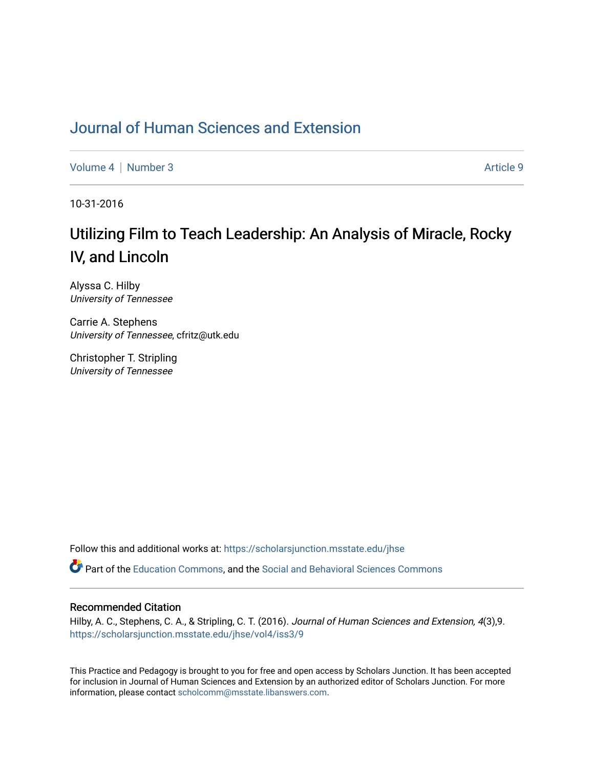# Journal of Human Sciences and Extension

Volume 4 | Number 3 Article 9

10-31-2016

## Utilizing Film to Teach Leadership: An Analysis of Miracle, Rocky IV, and Lincoln

Alyssa C. Hilby
*University of Tennessee*

Carrie A. Stephens
*University of Tennessee*, cfritz@utk.edu

Christopher T. Stripling
*University of Tennessee*

Follow this and additional works at: https://scholarsjunction.msstate.edu/jhse

Part of the Education Commons, and the Social and Behavioral Sciences Commons

### Recommended Citation

Hilby, A. C., Stephens, C. A., & Stripling, C. T. (2016). *Journal of Human Sciences and Extension, 4*(3),9. https://scholarsjunction.msstate.edu/jhse/vol4/iss3/9

This Practice and Pedagogy is brought to you for free and open access by Scholars Junction. It has been accepted for inclusion in Journal of Human Sciences and Extension by an authorized editor of Scholars Junction. For more information, please contact scholcomm@msstate.libanswers.com.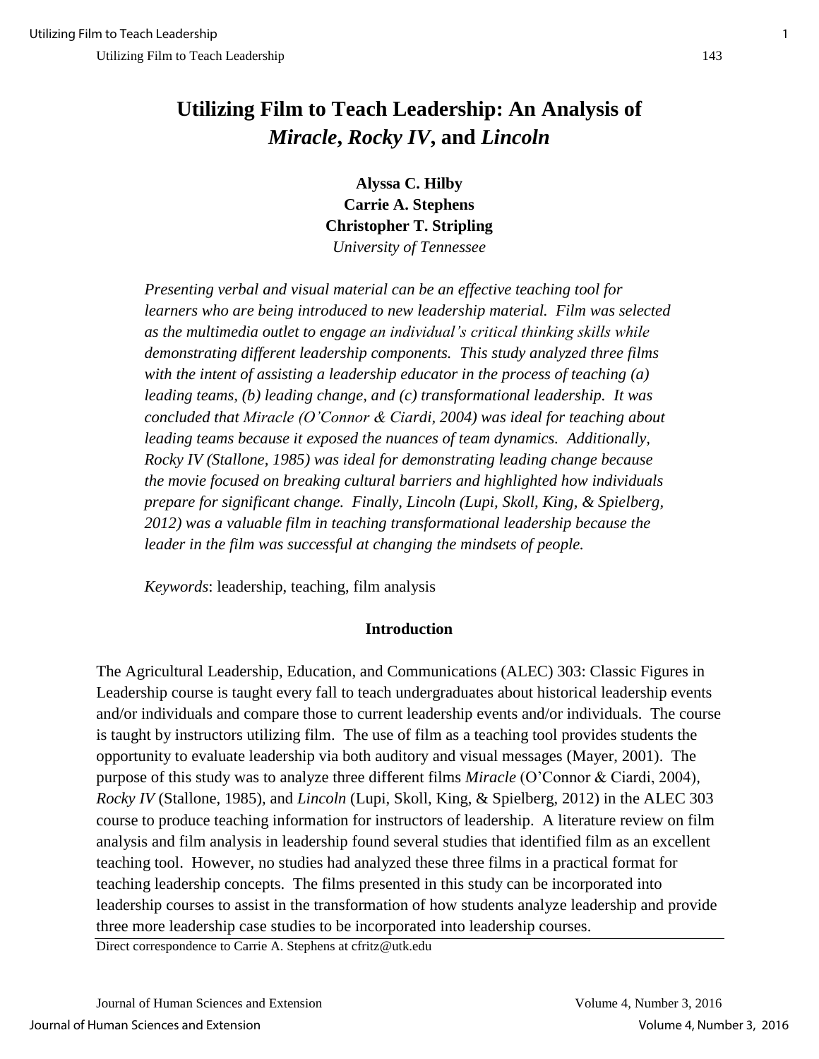# Utilizing Film to Teach Leadership: An Analysis of *Miracle*, *Rocky IV*, and *Lincoln*

**Alyssa C. Hilby**
**Carrie A. Stephens**
**Christopher T. Stripling**
*University of Tennessee*

*Presenting verbal and visual material can be an effective teaching tool for learners who are being introduced to new leadership material. Film was selected as the multimedia outlet to engage an individual's critical thinking skills while demonstrating different leadership components. This study analyzed three films with the intent of assisting a leadership educator in the process of teaching (a) leading teams, (b) leading change, and (c) transformational leadership. It was concluded that Miracle (O'Connor & Ciardi, 2004) was ideal for teaching about leading teams because it exposed the nuances of team dynamics. Additionally, Rocky IV (Stallone, 1985) was ideal for demonstrating leading change because the movie focused on breaking cultural barriers and highlighted how individuals prepare for significant change. Finally, Lincoln (Lupi, Skoll, King, & Spielberg, 2012) was a valuable film in teaching transformational leadership because the leader in the film was successful at changing the mindsets of people.*

*Keywords*: leadership, teaching, film analysis

## Introduction

The Agricultural Leadership, Education, and Communications (ALEC) 303: Classic Figures in Leadership course is taught every fall to teach undergraduates about historical leadership events and/or individuals and compare those to current leadership events and/or individuals. The course is taught by instructors utilizing film. The use of film as a teaching tool provides students the opportunity to evaluate leadership via both auditory and visual messages (Mayer, 2001). The purpose of this study was to analyze three different films *Miracle* (O'Connor & Ciardi, 2004), *Rocky IV* (Stallone, 1985), and *Lincoln* (Lupi, Skoll, King, & Spielberg, 2012) in the ALEC 303 course to produce teaching information for instructors of leadership. A literature review on film analysis and film analysis in leadership found several studies that identified film as an excellent teaching tool. However, no studies had analyzed these three films in a practical format for teaching leadership concepts. The films presented in this study can be incorporated into leadership courses to assist in the transformation of how students analyze leadership and provide three more leadership case studies to be incorporated into leadership courses.

Direct correspondence to Carrie A. Stephens at cfritz@utk.edu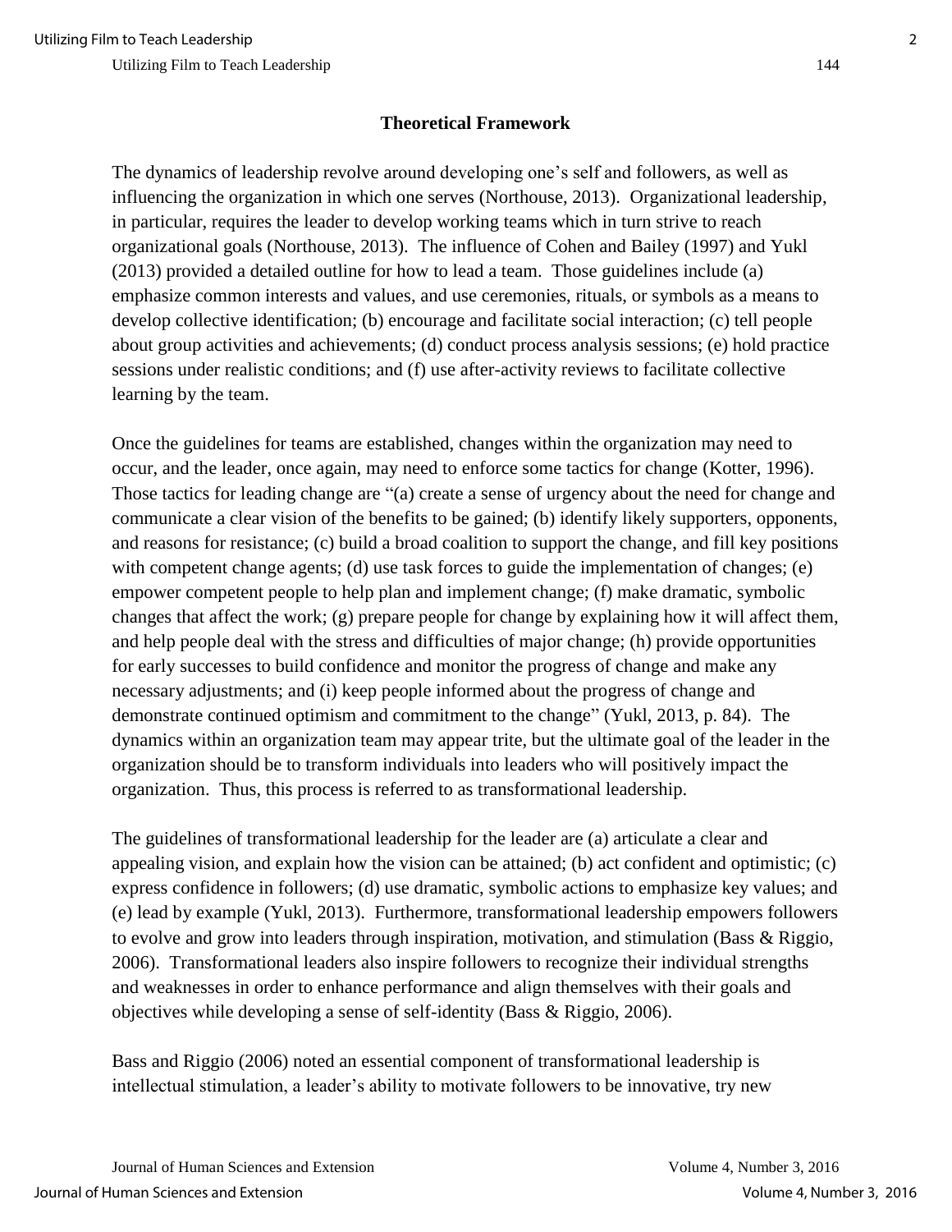## Theoretical Framework

The dynamics of leadership revolve around developing one's self and followers, as well as influencing the organization in which one serves (Northouse, 2013). Organizational leadership, in particular, requires the leader to develop working teams which in turn strive to reach organizational goals (Northouse, 2013). The influence of Cohen and Bailey (1997) and Yukl (2013) provided a detailed outline for how to lead a team. Those guidelines include (a) emphasize common interests and values, and use ceremonies, rituals, or symbols as a means to develop collective identification; (b) encourage and facilitate social interaction; (c) tell people about group activities and achievements; (d) conduct process analysis sessions; (e) hold practice sessions under realistic conditions; and (f) use after-activity reviews to facilitate collective learning by the team.

Once the guidelines for teams are established, changes within the organization may need to occur, and the leader, once again, may need to enforce some tactics for change (Kotter, 1996). Those tactics for leading change are "(a) create a sense of urgency about the need for change and communicate a clear vision of the benefits to be gained; (b) identify likely supporters, opponents, and reasons for resistance; (c) build a broad coalition to support the change, and fill key positions with competent change agents; (d) use task forces to guide the implementation of changes; (e) empower competent people to help plan and implement change; (f) make dramatic, symbolic changes that affect the work; (g) prepare people for change by explaining how it will affect them, and help people deal with the stress and difficulties of major change; (h) provide opportunities for early successes to build confidence and monitor the progress of change and make any necessary adjustments; and (i) keep people informed about the progress of change and demonstrate continued optimism and commitment to the change" (Yukl, 2013, p. 84). The dynamics within an organization team may appear trite, but the ultimate goal of the leader in the organization should be to transform individuals into leaders who will positively impact the organization. Thus, this process is referred to as transformational leadership.

The guidelines of transformational leadership for the leader are (a) articulate a clear and appealing vision, and explain how the vision can be attained; (b) act confident and optimistic; (c) express confidence in followers; (d) use dramatic, symbolic actions to emphasize key values; and (e) lead by example (Yukl, 2013). Furthermore, transformational leadership empowers followers to evolve and grow into leaders through inspiration, motivation, and stimulation (Bass & Riggio, 2006). Transformational leaders also inspire followers to recognize their individual strengths and weaknesses in order to enhance performance and align themselves with their goals and objectives while developing a sense of self-identity (Bass & Riggio, 2006).

Bass and Riggio (2006) noted an essential component of transformational leadership is intellectual stimulation, a leader's ability to motivate followers to be innovative, try new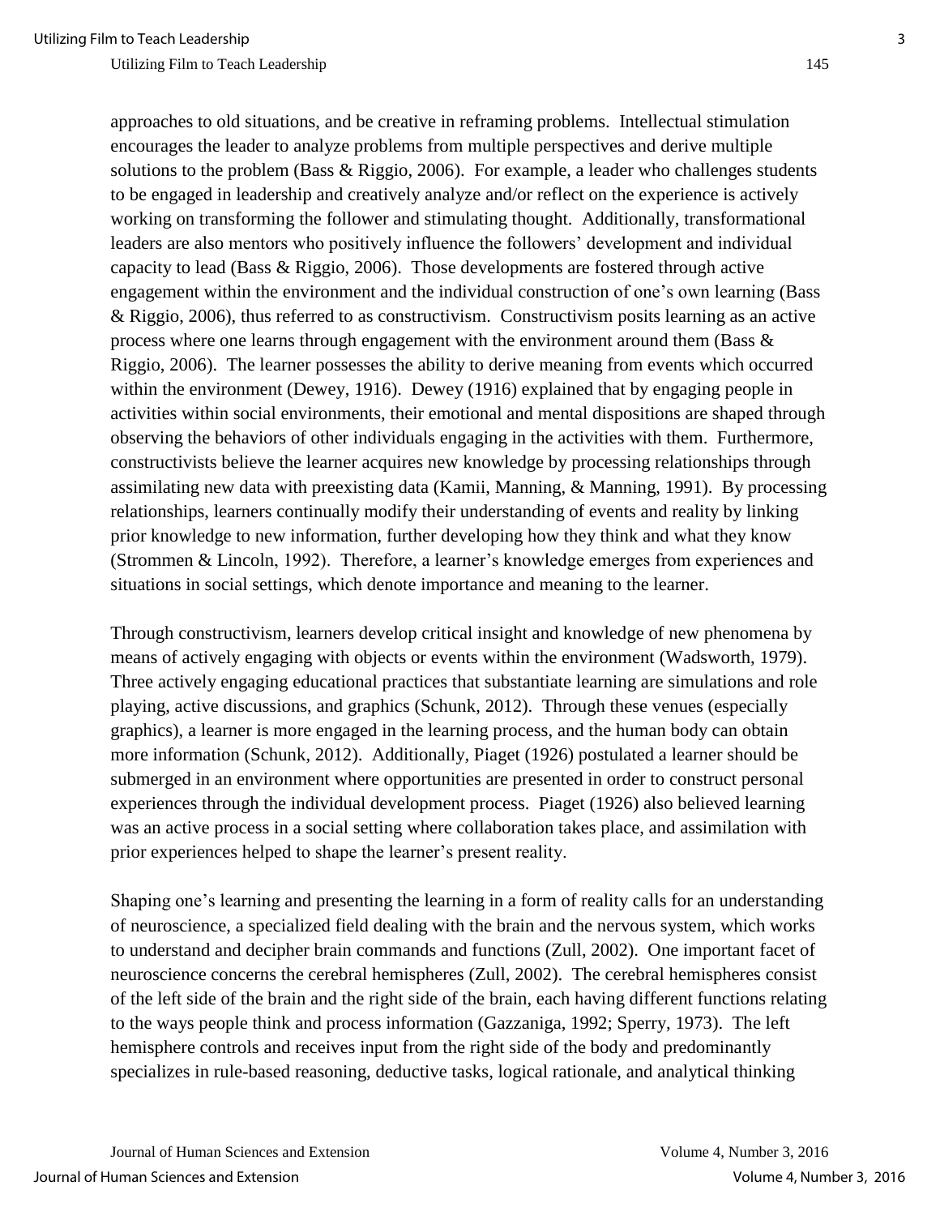approaches to old situations, and be creative in reframing problems. Intellectual stimulation encourages the leader to analyze problems from multiple perspectives and derive multiple solutions to the problem (Bass & Riggio, 2006). For example, a leader who challenges students to be engaged in leadership and creatively analyze and/or reflect on the experience is actively working on transforming the follower and stimulating thought. Additionally, transformational leaders are also mentors who positively influence the followers' development and individual capacity to lead (Bass & Riggio, 2006). Those developments are fostered through active engagement within the environment and the individual construction of one's own learning (Bass & Riggio, 2006), thus referred to as constructivism. Constructivism posits learning as an active process where one learns through engagement with the environment around them (Bass & Riggio, 2006). The learner possesses the ability to derive meaning from events which occurred within the environment (Dewey, 1916). Dewey (1916) explained that by engaging people in activities within social environments, their emotional and mental dispositions are shaped through observing the behaviors of other individuals engaging in the activities with them. Furthermore, constructivists believe the learner acquires new knowledge by processing relationships through assimilating new data with preexisting data (Kamii, Manning, & Manning, 1991). By processing relationships, learners continually modify their understanding of events and reality by linking prior knowledge to new information, further developing how they think and what they know (Strommen & Lincoln, 1992). Therefore, a learner's knowledge emerges from experiences and situations in social settings, which denote importance and meaning to the learner.

Through constructivism, learners develop critical insight and knowledge of new phenomena by means of actively engaging with objects or events within the environment (Wadsworth, 1979). Three actively engaging educational practices that substantiate learning are simulations and role playing, active discussions, and graphics (Schunk, 2012). Through these venues (especially graphics), a learner is more engaged in the learning process, and the human body can obtain more information (Schunk, 2012). Additionally, Piaget (1926) postulated a learner should be submerged in an environment where opportunities are presented in order to construct personal experiences through the individual development process. Piaget (1926) also believed learning was an active process in a social setting where collaboration takes place, and assimilation with prior experiences helped to shape the learner's present reality.

Shaping one's learning and presenting the learning in a form of reality calls for an understanding of neuroscience, a specialized field dealing with the brain and the nervous system, which works to understand and decipher brain commands and functions (Zull, 2002). One important facet of neuroscience concerns the cerebral hemispheres (Zull, 2002). The cerebral hemispheres consist of the left side of the brain and the right side of the brain, each having different functions relating to the ways people think and process information (Gazzaniga, 1992; Sperry, 1973). The left hemisphere controls and receives input from the right side of the body and predominantly specializes in rule-based reasoning, deductive tasks, logical rationale, and analytical thinking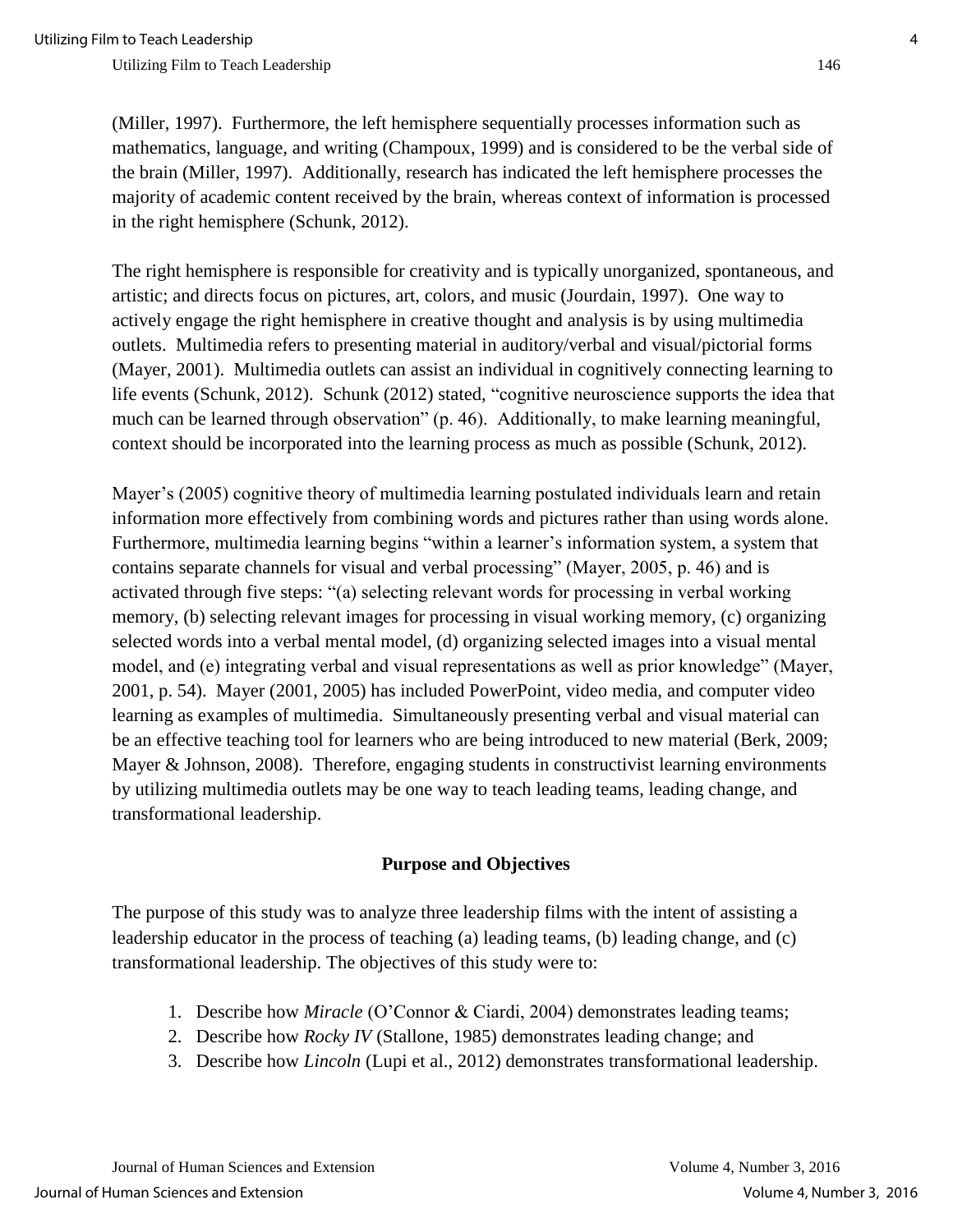(Miller, 1997). Furthermore, the left hemisphere sequentially processes information such as mathematics, language, and writing (Champoux, 1999) and is considered to be the verbal side of the brain (Miller, 1997). Additionally, research has indicated the left hemisphere processes the majority of academic content received by the brain, whereas context of information is processed in the right hemisphere (Schunk, 2012).

The right hemisphere is responsible for creativity and is typically unorganized, spontaneous, and artistic; and directs focus on pictures, art, colors, and music (Jourdain, 1997). One way to actively engage the right hemisphere in creative thought and analysis is by using multimedia outlets. Multimedia refers to presenting material in auditory/verbal and visual/pictorial forms (Mayer, 2001). Multimedia outlets can assist an individual in cognitively connecting learning to life events (Schunk, 2012). Schunk (2012) stated, "cognitive neuroscience supports the idea that much can be learned through observation" (p. 46). Additionally, to make learning meaningful, context should be incorporated into the learning process as much as possible (Schunk, 2012).

Mayer's (2005) cognitive theory of multimedia learning postulated individuals learn and retain information more effectively from combining words and pictures rather than using words alone. Furthermore, multimedia learning begins "within a learner's information system, a system that contains separate channels for visual and verbal processing" (Mayer, 2005, p. 46) and is activated through five steps: "(a) selecting relevant words for processing in verbal working memory, (b) selecting relevant images for processing in visual working memory, (c) organizing selected words into a verbal mental model, (d) organizing selected images into a visual mental model, and (e) integrating verbal and visual representations as well as prior knowledge" (Mayer, 2001, p. 54). Mayer (2001, 2005) has included PowerPoint, video media, and computer video learning as examples of multimedia. Simultaneously presenting verbal and visual material can be an effective teaching tool for learners who are being introduced to new material (Berk, 2009; Mayer & Johnson, 2008). Therefore, engaging students in constructivist learning environments by utilizing multimedia outlets may be one way to teach leading teams, leading change, and transformational leadership.

## Purpose and Objectives

The purpose of this study was to analyze three leadership films with the intent of assisting a leadership educator in the process of teaching (a) leading teams, (b) leading change, and (c) transformational leadership. The objectives of this study were to:

1. Describe how *Miracle* (O'Connor & Ciardi, 2004) demonstrates leading teams;
2. Describe how *Rocky IV* (Stallone, 1985) demonstrates leading change; and
3. Describe how *Lincoln* (Lupi et al., 2012) demonstrates transformational leadership.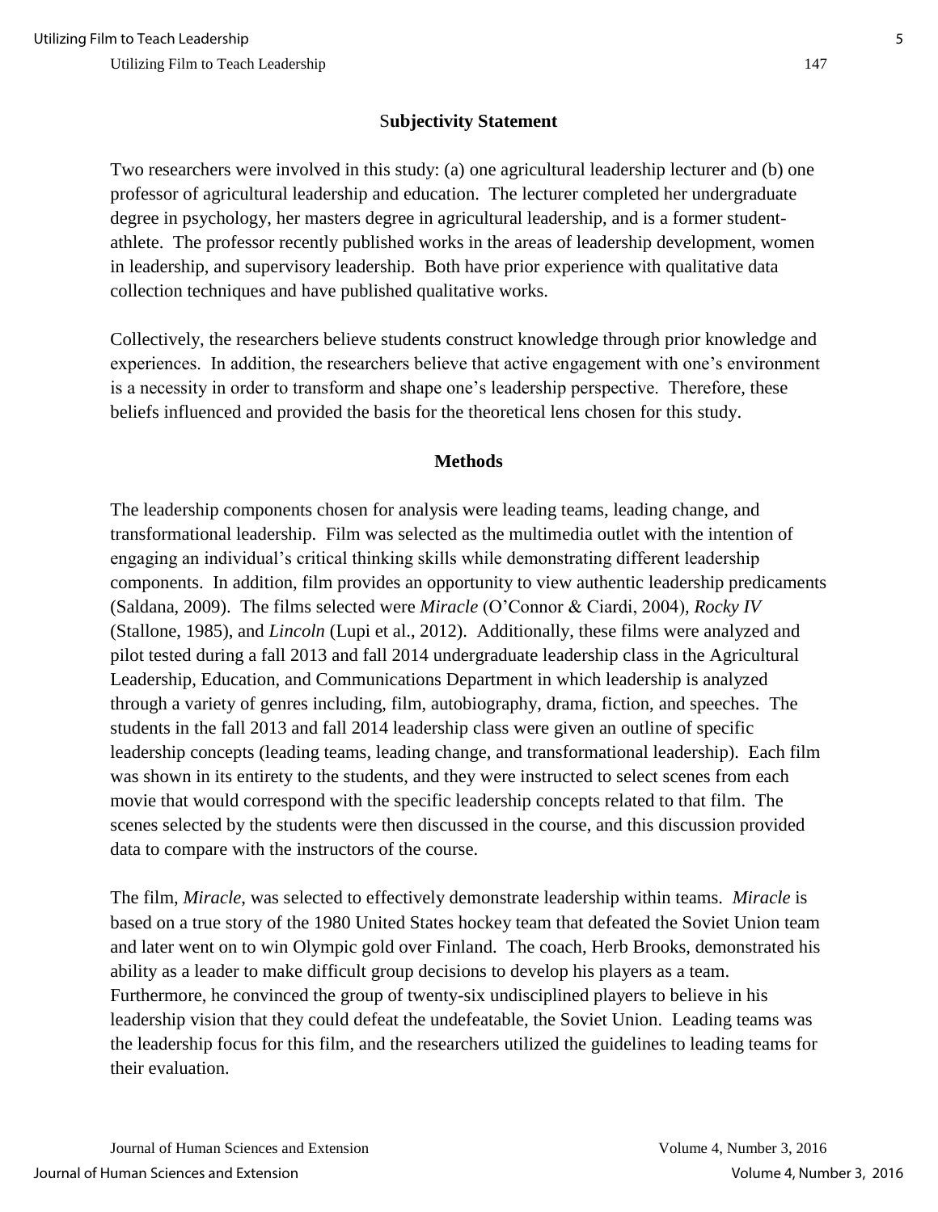## Subjectivity Statement

Two researchers were involved in this study: (a) one agricultural leadership lecturer and (b) one professor of agricultural leadership and education. The lecturer completed her undergraduate degree in psychology, her masters degree in agricultural leadership, and is a former student-athlete. The professor recently published works in the areas of leadership development, women in leadership, and supervisory leadership. Both have prior experience with qualitative data collection techniques and have published qualitative works.

Collectively, the researchers believe students construct knowledge through prior knowledge and experiences. In addition, the researchers believe that active engagement with one's environment is a necessity in order to transform and shape one's leadership perspective. Therefore, these beliefs influenced and provided the basis for the theoretical lens chosen for this study.

## Methods

The leadership components chosen for analysis were leading teams, leading change, and transformational leadership. Film was selected as the multimedia outlet with the intention of engaging an individual's critical thinking skills while demonstrating different leadership components. In addition, film provides an opportunity to view authentic leadership predicaments (Saldana, 2009). The films selected were *Miracle* (O'Connor & Ciardi, 2004), *Rocky IV* (Stallone, 1985), and *Lincoln* (Lupi et al., 2012). Additionally, these films were analyzed and pilot tested during a fall 2013 and fall 2014 undergraduate leadership class in the Agricultural Leadership, Education, and Communications Department in which leadership is analyzed through a variety of genres including, film, autobiography, drama, fiction, and speeches. The students in the fall 2013 and fall 2014 leadership class were given an outline of specific leadership concepts (leading teams, leading change, and transformational leadership). Each film was shown in its entirety to the students, and they were instructed to select scenes from each movie that would correspond with the specific leadership concepts related to that film. The scenes selected by the students were then discussed in the course, and this discussion provided data to compare with the instructors of the course.

The film, *Miracle*, was selected to effectively demonstrate leadership within teams. *Miracle* is based on a true story of the 1980 United States hockey team that defeated the Soviet Union team and later went on to win Olympic gold over Finland. The coach, Herb Brooks, demonstrated his ability as a leader to make difficult group decisions to develop his players as a team. Furthermore, he convinced the group of twenty-six undisciplined players to believe in his leadership vision that they could defeat the undefeatable, the Soviet Union. Leading teams was the leadership focus for this film, and the researchers utilized the guidelines to leading teams for their evaluation.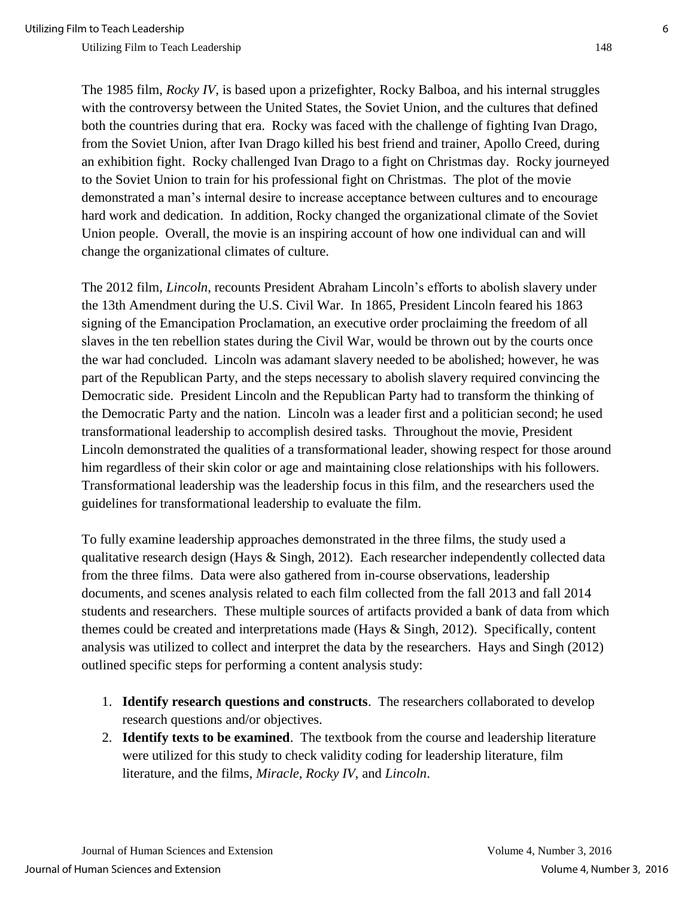The 1985 film, *Rocky IV*, is based upon a prizefighter, Rocky Balboa, and his internal struggles with the controversy between the United States, the Soviet Union, and the cultures that defined both the countries during that era. Rocky was faced with the challenge of fighting Ivan Drago, from the Soviet Union, after Ivan Drago killed his best friend and trainer, Apollo Creed, during an exhibition fight. Rocky challenged Ivan Drago to a fight on Christmas day. Rocky journeyed to the Soviet Union to train for his professional fight on Christmas. The plot of the movie demonstrated a man's internal desire to increase acceptance between cultures and to encourage hard work and dedication. In addition, Rocky changed the organizational climate of the Soviet Union people. Overall, the movie is an inspiring account of how one individual can and will change the organizational climates of culture.

The 2012 film, *Lincoln*, recounts President Abraham Lincoln's efforts to abolish slavery under the 13th Amendment during the U.S. Civil War. In 1865, President Lincoln feared his 1863 signing of the Emancipation Proclamation, an executive order proclaiming the freedom of all slaves in the ten rebellion states during the Civil War, would be thrown out by the courts once the war had concluded. Lincoln was adamant slavery needed to be abolished; however, he was part of the Republican Party, and the steps necessary to abolish slavery required convincing the Democratic side. President Lincoln and the Republican Party had to transform the thinking of the Democratic Party and the nation. Lincoln was a leader first and a politician second; he used transformational leadership to accomplish desired tasks. Throughout the movie, President Lincoln demonstrated the qualities of a transformational leader, showing respect for those around him regardless of their skin color or age and maintaining close relationships with his followers. Transformational leadership was the leadership focus in this film, and the researchers used the guidelines for transformational leadership to evaluate the film.

To fully examine leadership approaches demonstrated in the three films, the study used a qualitative research design (Hays & Singh, 2012). Each researcher independently collected data from the three films. Data were also gathered from in-course observations, leadership documents, and scenes analysis related to each film collected from the fall 2013 and fall 2014 students and researchers. These multiple sources of artifacts provided a bank of data from which themes could be created and interpretations made (Hays & Singh, 2012). Specifically, content analysis was utilized to collect and interpret the data by the researchers. Hays and Singh (2012) outlined specific steps for performing a content analysis study:

1. **Identify research questions and constructs**. The researchers collaborated to develop research questions and/or objectives.
2. **Identify texts to be examined**. The textbook from the course and leadership literature were utilized for this study to check validity coding for leadership literature, film literature, and the films, *Miracle*, *Rocky IV*, and *Lincoln*.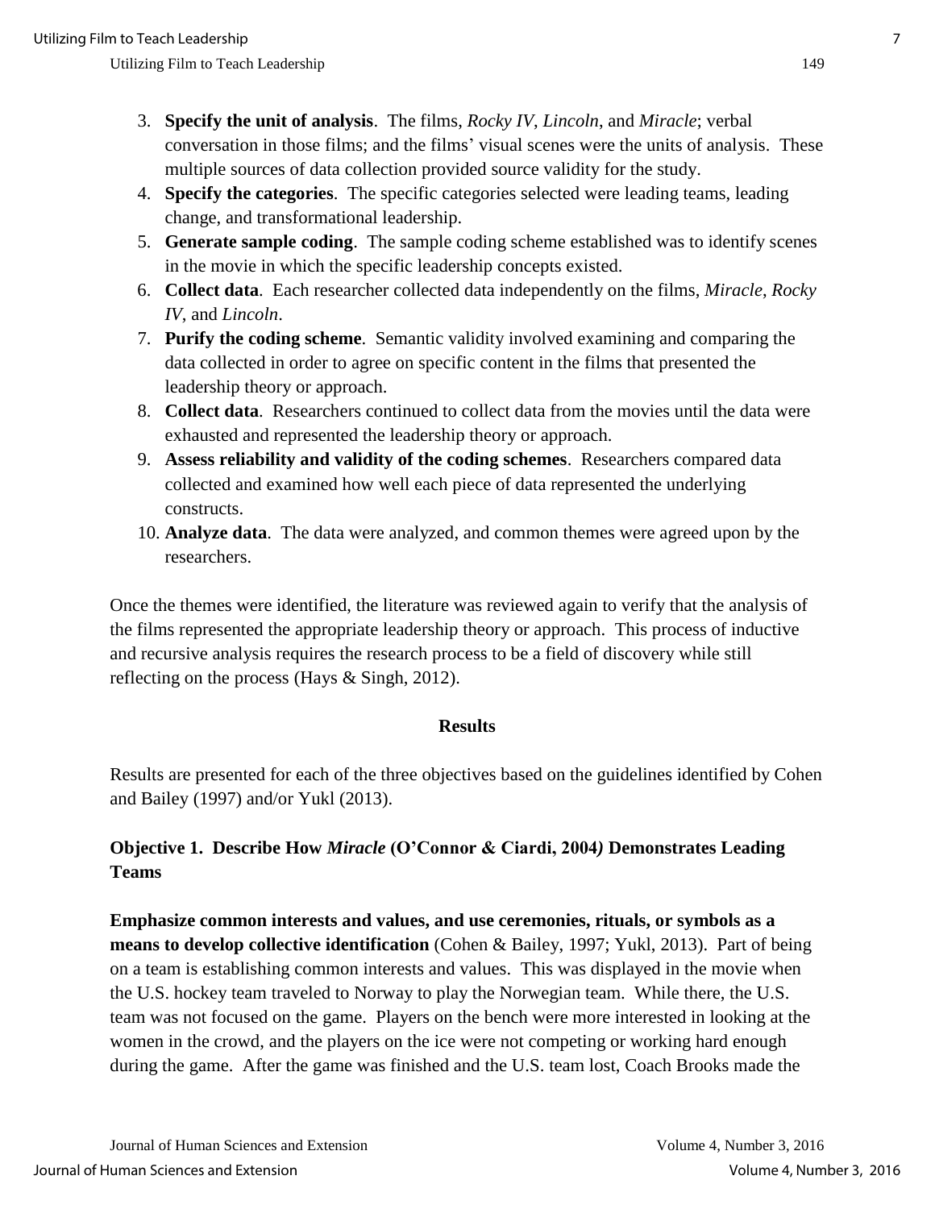3. **Specify the unit of analysis**. The films, *Rocky IV*, *Lincoln*, and *Miracle*; verbal conversation in those films; and the films' visual scenes were the units of analysis. These multiple sources of data collection provided source validity for the study.
4. **Specify the categories**. The specific categories selected were leading teams, leading change, and transformational leadership.
5. **Generate sample coding**. The sample coding scheme established was to identify scenes in the movie in which the specific leadership concepts existed.
6. **Collect data**. Each researcher collected data independently on the films, *Miracle*, *Rocky IV*, and *Lincoln*.
7. **Purify the coding scheme**. Semantic validity involved examining and comparing the data collected in order to agree on specific content in the films that presented the leadership theory or approach.
8. **Collect data**. Researchers continued to collect data from the movies until the data were exhausted and represented the leadership theory or approach.
9. **Assess reliability and validity of the coding schemes**. Researchers compared data collected and examined how well each piece of data represented the underlying constructs.
10. **Analyze data**. The data were analyzed, and common themes were agreed upon by the researchers.

Once the themes were identified, the literature was reviewed again to verify that the analysis of the films represented the appropriate leadership theory or approach. This process of inductive and recursive analysis requires the research process to be a field of discovery while still reflecting on the process (Hays & Singh, 2012).

## Results

Results are presented for each of the three objectives based on the guidelines identified by Cohen and Bailey (1997) and/or Yukl (2013).

### Objective 1. Describe How *Miracle* (O'Connor & Ciardi, 2004) Demonstrates Leading Teams

**Emphasize common interests and values, and use ceremonies, rituals, or symbols as a means to develop collective identification** (Cohen & Bailey, 1997; Yukl, 2013). Part of being on a team is establishing common interests and values. This was displayed in the movie when the U.S. hockey team traveled to Norway to play the Norwegian team. While there, the U.S. team was not focused on the game. Players on the bench were more interested in looking at the women in the crowd, and the players on the ice were not competing or working hard enough during the game. After the game was finished and the U.S. team lost, Coach Brooks made the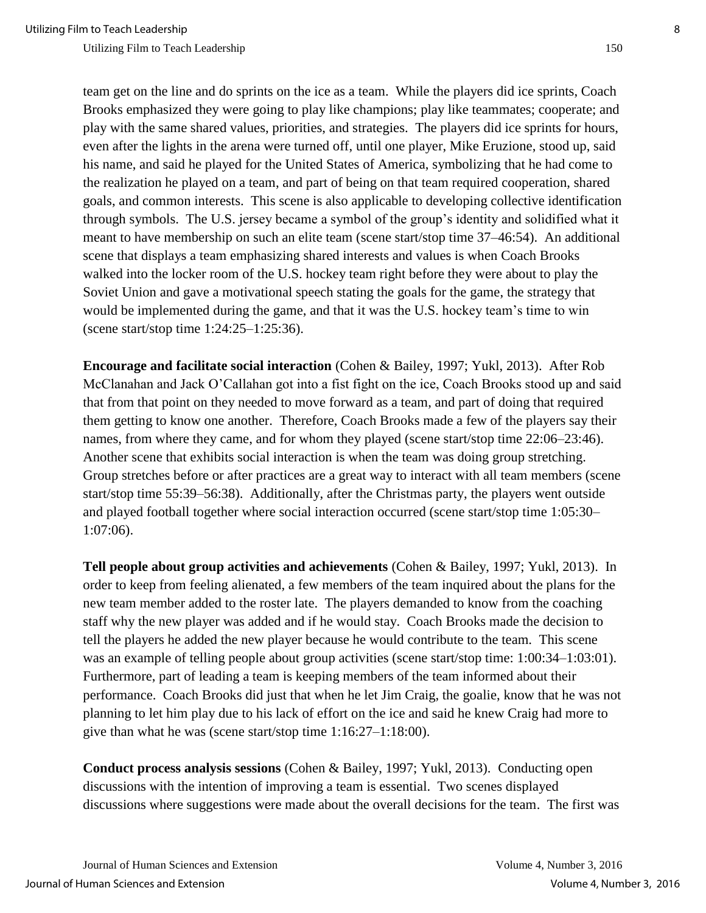team get on the line and do sprints on the ice as a team. While the players did ice sprints, Coach Brooks emphasized they were going to play like champions; play like teammates; cooperate; and play with the same shared values, priorities, and strategies. The players did ice sprints for hours, even after the lights in the arena were turned off, until one player, Mike Eruzione, stood up, said his name, and said he played for the United States of America, symbolizing that he had come to the realization he played on a team, and part of being on that team required cooperation, shared goals, and common interests. This scene is also applicable to developing collective identification through symbols. The U.S. jersey became a symbol of the group's identity and solidified what it meant to have membership on such an elite team (scene start/stop time 37–46:54). An additional scene that displays a team emphasizing shared interests and values is when Coach Brooks walked into the locker room of the U.S. hockey team right before they were about to play the Soviet Union and gave a motivational speech stating the goals for the game, the strategy that would be implemented during the game, and that it was the U.S. hockey team's time to win (scene start/stop time 1:24:25–1:25:36).

**Encourage and facilitate social interaction** (Cohen & Bailey, 1997; Yukl, 2013). After Rob McClanahan and Jack O'Callahan got into a fist fight on the ice, Coach Brooks stood up and said that from that point on they needed to move forward as a team, and part of doing that required them getting to know one another. Therefore, Coach Brooks made a few of the players say their names, from where they came, and for whom they played (scene start/stop time 22:06–23:46). Another scene that exhibits social interaction is when the team was doing group stretching. Group stretches before or after practices are a great way to interact with all team members (scene start/stop time 55:39–56:38). Additionally, after the Christmas party, the players went outside and played football together where social interaction occurred (scene start/stop time 1:05:30–1:07:06).

**Tell people about group activities and achievements** (Cohen & Bailey, 1997; Yukl, 2013). In order to keep from feeling alienated, a few members of the team inquired about the plans for the new team member added to the roster late. The players demanded to know from the coaching staff why the new player was added and if he would stay. Coach Brooks made the decision to tell the players he added the new player because he would contribute to the team. This scene was an example of telling people about group activities (scene start/stop time: 1:00:34–1:03:01). Furthermore, part of leading a team is keeping members of the team informed about their performance. Coach Brooks did just that when he let Jim Craig, the goalie, know that he was not planning to let him play due to his lack of effort on the ice and said he knew Craig had more to give than what he was (scene start/stop time 1:16:27–1:18:00).

**Conduct process analysis sessions** (Cohen & Bailey, 1997; Yukl, 2013). Conducting open discussions with the intention of improving a team is essential. Two scenes displayed discussions where suggestions were made about the overall decisions for the team. The first was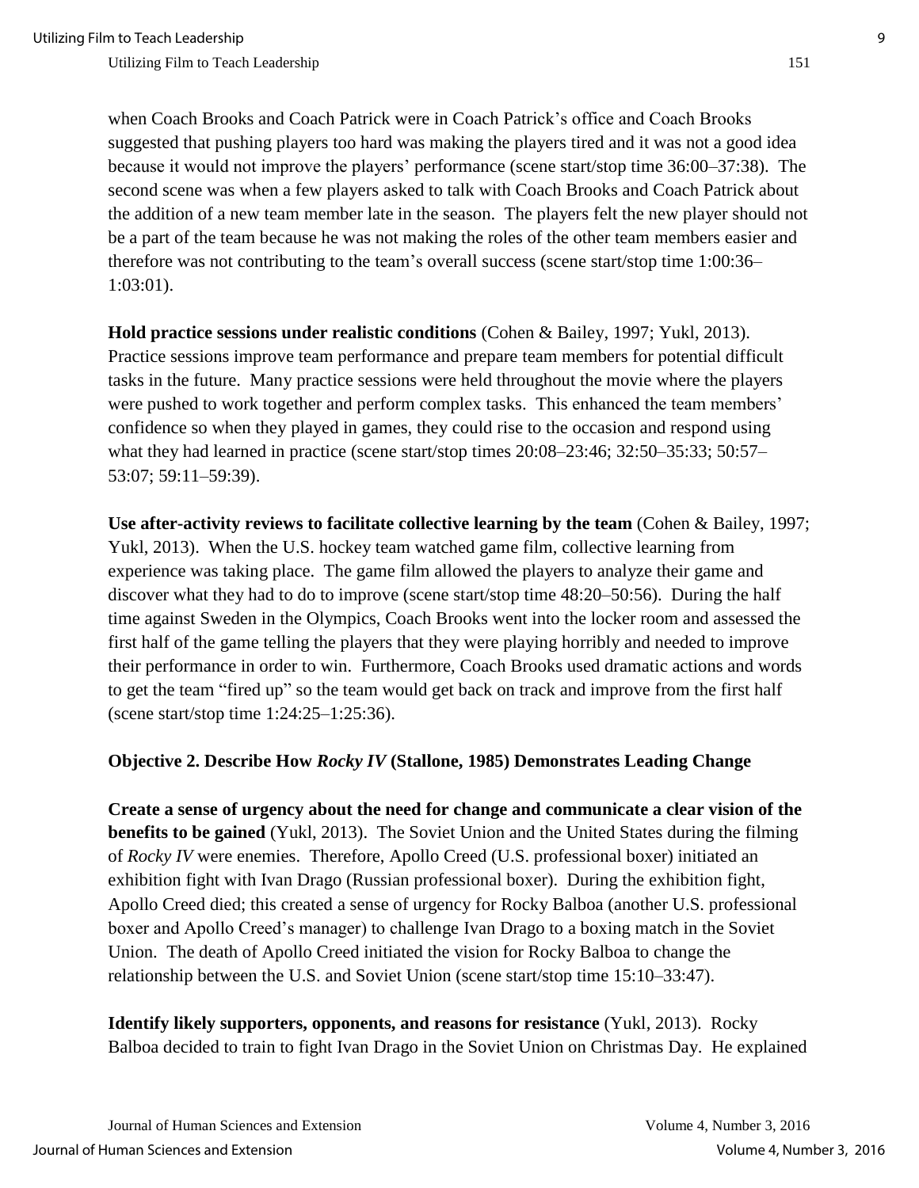when Coach Brooks and Coach Patrick were in Coach Patrick's office and Coach Brooks suggested that pushing players too hard was making the players tired and it was not a good idea because it would not improve the players' performance (scene start/stop time 36:00–37:38). The second scene was when a few players asked to talk with Coach Brooks and Coach Patrick about the addition of a new team member late in the season. The players felt the new player should not be a part of the team because he was not making the roles of the other team members easier and therefore was not contributing to the team's overall success (scene start/stop time 1:00:36–1:03:01).

**Hold practice sessions under realistic conditions** (Cohen & Bailey, 1997; Yukl, 2013). Practice sessions improve team performance and prepare team members for potential difficult tasks in the future. Many practice sessions were held throughout the movie where the players were pushed to work together and perform complex tasks. This enhanced the team members' confidence so when they played in games, they could rise to the occasion and respond using what they had learned in practice (scene start/stop times 20:08–23:46; 32:50–35:33; 50:57–53:07; 59:11–59:39).

**Use after-activity reviews to facilitate collective learning by the team** (Cohen & Bailey, 1997; Yukl, 2013). When the U.S. hockey team watched game film, collective learning from experience was taking place. The game film allowed the players to analyze their game and discover what they had to do to improve (scene start/stop time 48:20–50:56). During the half time against Sweden in the Olympics, Coach Brooks went into the locker room and assessed the first half of the game telling the players that they were playing horribly and needed to improve their performance in order to win. Furthermore, Coach Brooks used dramatic actions and words to get the team "fired up" so the team would get back on track and improve from the first half (scene start/stop time 1:24:25–1:25:36).

### Objective 2. Describe How *Rocky IV* (Stallone, 1985) Demonstrates Leading Change

**Create a sense of urgency about the need for change and communicate a clear vision of the benefits to be gained** (Yukl, 2013). The Soviet Union and the United States during the filming of *Rocky IV* were enemies. Therefore, Apollo Creed (U.S. professional boxer) initiated an exhibition fight with Ivan Drago (Russian professional boxer). During the exhibition fight, Apollo Creed died; this created a sense of urgency for Rocky Balboa (another U.S. professional boxer and Apollo Creed's manager) to challenge Ivan Drago to a boxing match in the Soviet Union. The death of Apollo Creed initiated the vision for Rocky Balboa to change the relationship between the U.S. and Soviet Union (scene start/stop time 15:10–33:47).

**Identify likely supporters, opponents, and reasons for resistance** (Yukl, 2013). Rocky Balboa decided to train to fight Ivan Drago in the Soviet Union on Christmas Day. He explained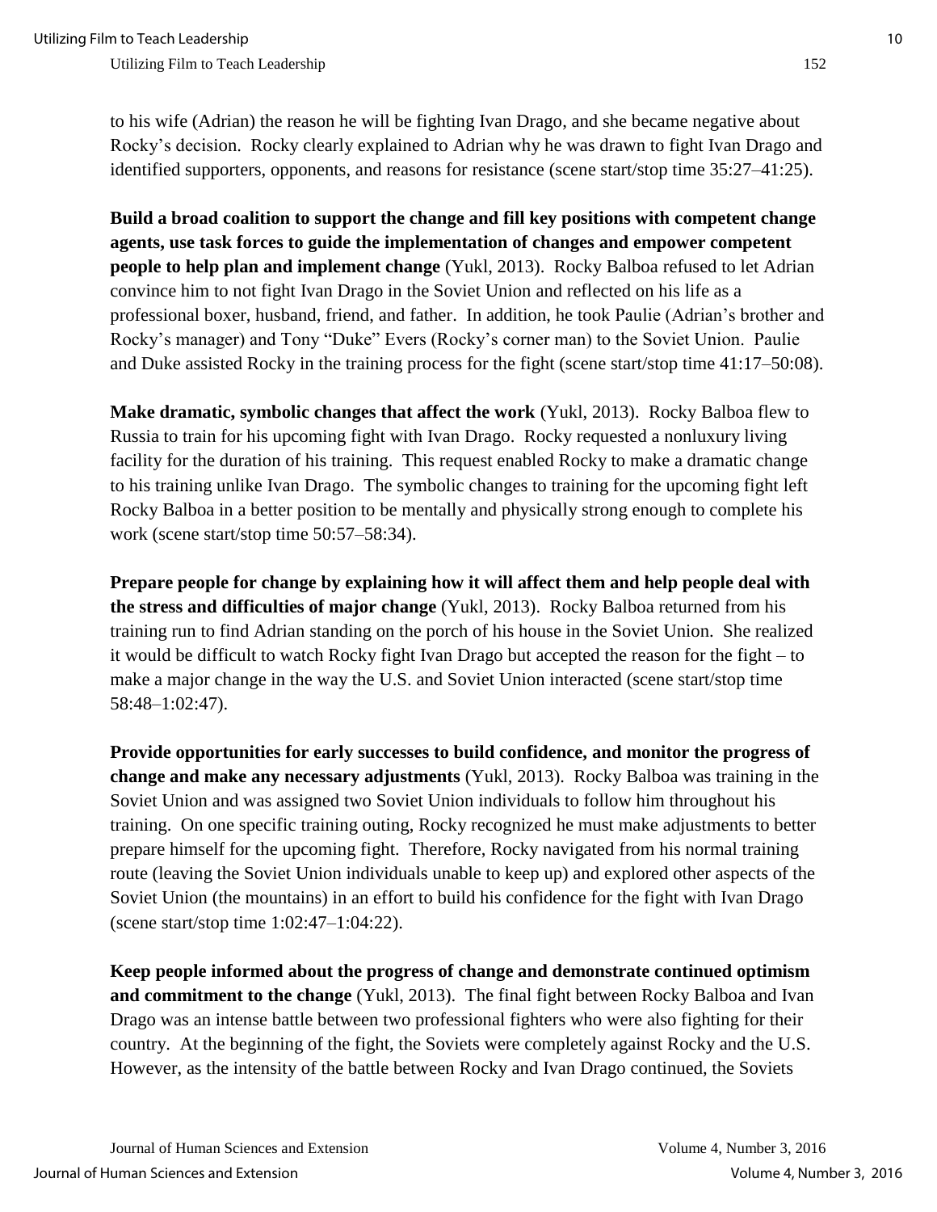to his wife (Adrian) the reason he will be fighting Ivan Drago, and she became negative about Rocky's decision. Rocky clearly explained to Adrian why he was drawn to fight Ivan Drago and identified supporters, opponents, and reasons for resistance (scene start/stop time 35:27–41:25).

**Build a broad coalition to support the change and fill key positions with competent change agents, use task forces to guide the implementation of changes and empower competent people to help plan and implement change** (Yukl, 2013). Rocky Balboa refused to let Adrian convince him to not fight Ivan Drago in the Soviet Union and reflected on his life as a professional boxer, husband, friend, and father. In addition, he took Paulie (Adrian's brother and Rocky's manager) and Tony "Duke" Evers (Rocky's corner man) to the Soviet Union. Paulie and Duke assisted Rocky in the training process for the fight (scene start/stop time 41:17–50:08).

**Make dramatic, symbolic changes that affect the work** (Yukl, 2013). Rocky Balboa flew to Russia to train for his upcoming fight with Ivan Drago. Rocky requested a nonluxury living facility for the duration of his training. This request enabled Rocky to make a dramatic change to his training unlike Ivan Drago. The symbolic changes to training for the upcoming fight left Rocky Balboa in a better position to be mentally and physically strong enough to complete his work (scene start/stop time 50:57–58:34).

**Prepare people for change by explaining how it will affect them and help people deal with the stress and difficulties of major change** (Yukl, 2013). Rocky Balboa returned from his training run to find Adrian standing on the porch of his house in the Soviet Union. She realized it would be difficult to watch Rocky fight Ivan Drago but accepted the reason for the fight – to make a major change in the way the U.S. and Soviet Union interacted (scene start/stop time 58:48–1:02:47).

**Provide opportunities for early successes to build confidence, and monitor the progress of change and make any necessary adjustments** (Yukl, 2013). Rocky Balboa was training in the Soviet Union and was assigned two Soviet Union individuals to follow him throughout his training. On one specific training outing, Rocky recognized he must make adjustments to better prepare himself for the upcoming fight. Therefore, Rocky navigated from his normal training route (leaving the Soviet Union individuals unable to keep up) and explored other aspects of the Soviet Union (the mountains) in an effort to build his confidence for the fight with Ivan Drago (scene start/stop time 1:02:47–1:04:22).

**Keep people informed about the progress of change and demonstrate continued optimism and commitment to the change** (Yukl, 2013). The final fight between Rocky Balboa and Ivan Drago was an intense battle between two professional fighters who were also fighting for their country. At the beginning of the fight, the Soviets were completely against Rocky and the U.S. However, as the intensity of the battle between Rocky and Ivan Drago continued, the Soviets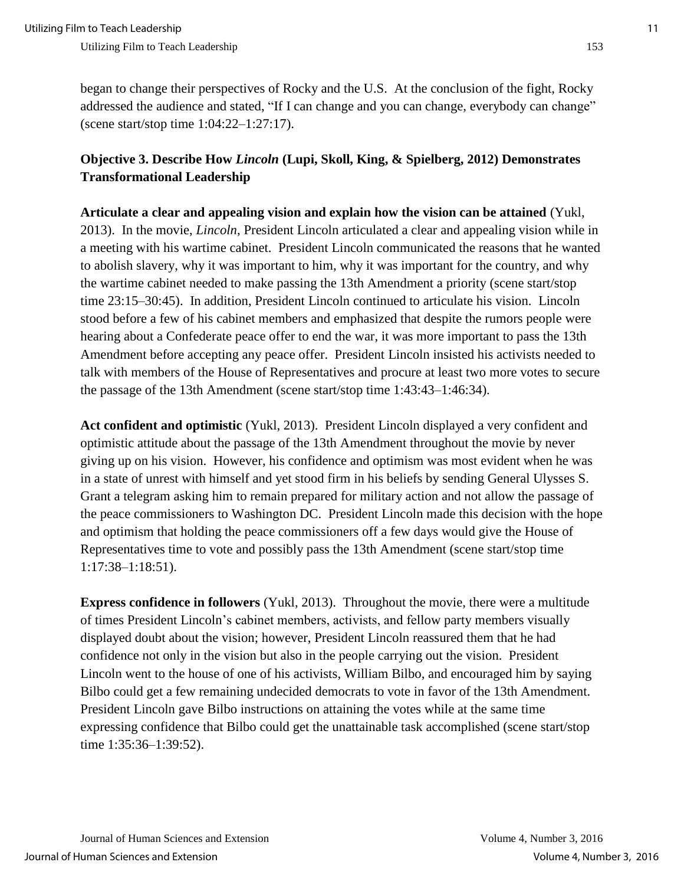began to change their perspectives of Rocky and the U.S. At the conclusion of the fight, Rocky addressed the audience and stated, "If I can change and you can change, everybody can change" (scene start/stop time 1:04:22–1:27:17).

### Objective 3. Describe How *Lincoln* (Lupi, Skoll, King, & Spielberg, 2012) Demonstrates Transformational Leadership

**Articulate a clear and appealing vision and explain how the vision can be attained** (Yukl, 2013). In the movie, *Lincoln*, President Lincoln articulated a clear and appealing vision while in a meeting with his wartime cabinet. President Lincoln communicated the reasons that he wanted to abolish slavery, why it was important to him, why it was important for the country, and why the wartime cabinet needed to make passing the 13th Amendment a priority (scene start/stop time 23:15–30:45). In addition, President Lincoln continued to articulate his vision. Lincoln stood before a few of his cabinet members and emphasized that despite the rumors people were hearing about a Confederate peace offer to end the war, it was more important to pass the 13th Amendment before accepting any peace offer. President Lincoln insisted his activists needed to talk with members of the House of Representatives and procure at least two more votes to secure the passage of the 13th Amendment (scene start/stop time 1:43:43–1:46:34).

**Act confident and optimistic** (Yukl, 2013). President Lincoln displayed a very confident and optimistic attitude about the passage of the 13th Amendment throughout the movie by never giving up on his vision. However, his confidence and optimism was most evident when he was in a state of unrest with himself and yet stood firm in his beliefs by sending General Ulysses S. Grant a telegram asking him to remain prepared for military action and not allow the passage of the peace commissioners to Washington DC. President Lincoln made this decision with the hope and optimism that holding the peace commissioners off a few days would give the House of Representatives time to vote and possibly pass the 13th Amendment (scene start/stop time 1:17:38–1:18:51).

**Express confidence in followers** (Yukl, 2013). Throughout the movie, there were a multitude of times President Lincoln's cabinet members, activists, and fellow party members visually displayed doubt about the vision; however, President Lincoln reassured them that he had confidence not only in the vision but also in the people carrying out the vision. President Lincoln went to the house of one of his activists, William Bilbo, and encouraged him by saying Bilbo could get a few remaining undecided democrats to vote in favor of the 13th Amendment. President Lincoln gave Bilbo instructions on attaining the votes while at the same time expressing confidence that Bilbo could get the unattainable task accomplished (scene start/stop time 1:35:36–1:39:52).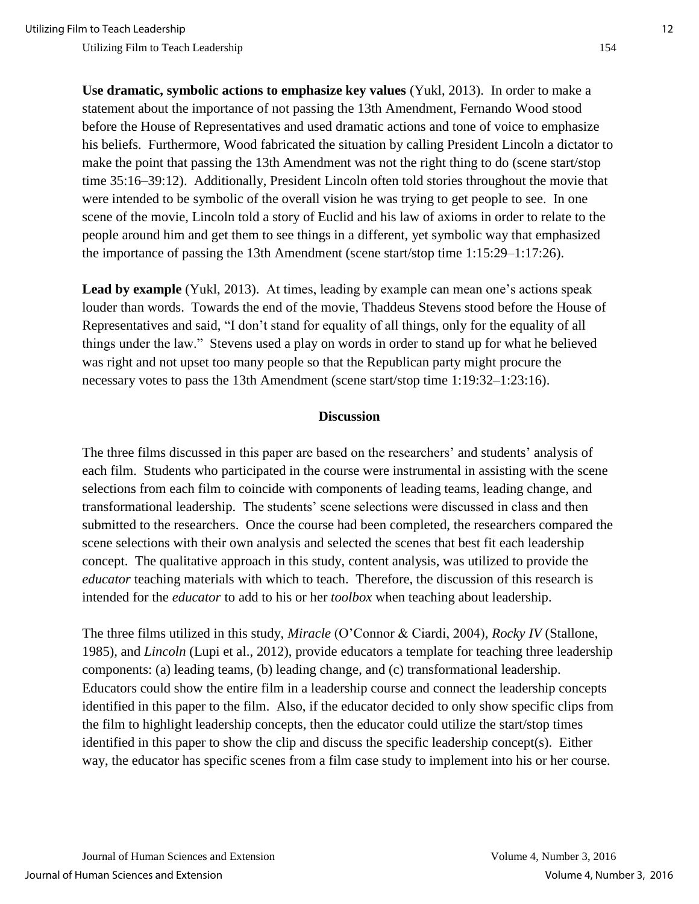**Use dramatic, symbolic actions to emphasize key values** (Yukl, 2013). In order to make a statement about the importance of not passing the 13th Amendment, Fernando Wood stood before the House of Representatives and used dramatic actions and tone of voice to emphasize his beliefs. Furthermore, Wood fabricated the situation by calling President Lincoln a dictator to make the point that passing the 13th Amendment was not the right thing to do (scene start/stop time 35:16–39:12). Additionally, President Lincoln often told stories throughout the movie that were intended to be symbolic of the overall vision he was trying to get people to see. In one scene of the movie, Lincoln told a story of Euclid and his law of axioms in order to relate to the people around him and get them to see things in a different, yet symbolic way that emphasized the importance of passing the 13th Amendment (scene start/stop time 1:15:29–1:17:26).

**Lead by example** (Yukl, 2013). At times, leading by example can mean one's actions speak louder than words. Towards the end of the movie, Thaddeus Stevens stood before the House of Representatives and said, "I don't stand for equality of all things, only for the equality of all things under the law." Stevens used a play on words in order to stand up for what he believed was right and not upset too many people so that the Republican party might procure the necessary votes to pass the 13th Amendment (scene start/stop time 1:19:32–1:23:16).

## Discussion

The three films discussed in this paper are based on the researchers' and students' analysis of each film. Students who participated in the course were instrumental in assisting with the scene selections from each film to coincide with components of leading teams, leading change, and transformational leadership. The students' scene selections were discussed in class and then submitted to the researchers. Once the course had been completed, the researchers compared the scene selections with their own analysis and selected the scenes that best fit each leadership concept. The qualitative approach in this study, content analysis, was utilized to provide the *educator* teaching materials with which to teach. Therefore, the discussion of this research is intended for the *educator* to add to his or her *toolbox* when teaching about leadership.

The three films utilized in this study, *Miracle* (O'Connor & Ciardi, 2004), *Rocky IV* (Stallone, 1985), and *Lincoln* (Lupi et al., 2012), provide educators a template for teaching three leadership components: (a) leading teams, (b) leading change, and (c) transformational leadership. Educators could show the entire film in a leadership course and connect the leadership concepts identified in this paper to the film. Also, if the educator decided to only show specific clips from the film to highlight leadership concepts, then the educator could utilize the start/stop times identified in this paper to show the clip and discuss the specific leadership concept(s). Either way, the educator has specific scenes from a film case study to implement into his or her course.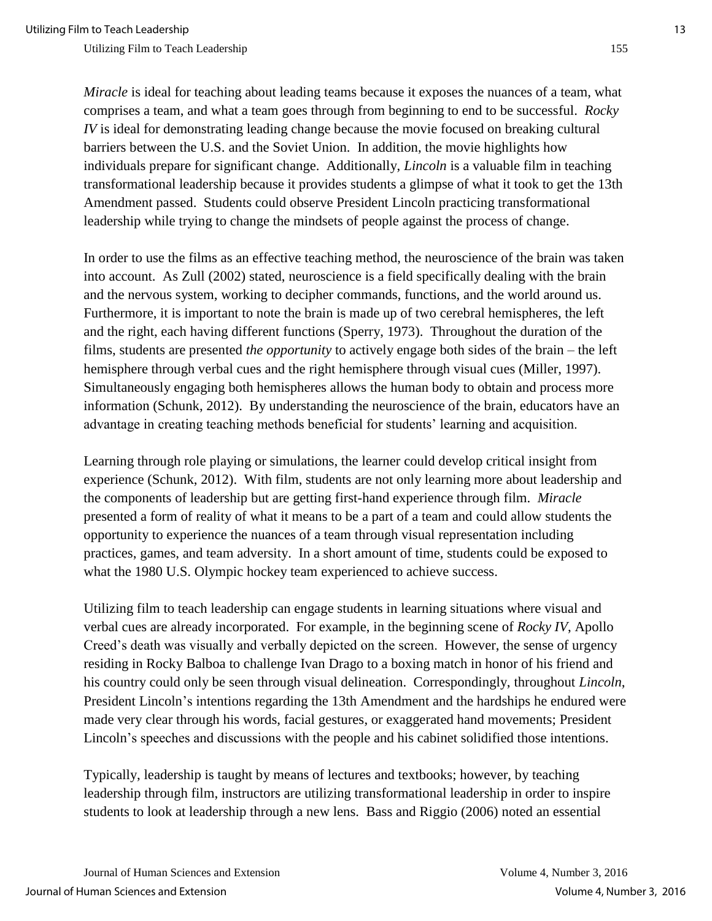*Miracle* is ideal for teaching about leading teams because it exposes the nuances of a team, what comprises a team, and what a team goes through from beginning to end to be successful. *Rocky IV* is ideal for demonstrating leading change because the movie focused on breaking cultural barriers between the U.S. and the Soviet Union. In addition, the movie highlights how individuals prepare for significant change. Additionally, *Lincoln* is a valuable film in teaching transformational leadership because it provides students a glimpse of what it took to get the 13th Amendment passed. Students could observe President Lincoln practicing transformational leadership while trying to change the mindsets of people against the process of change.

In order to use the films as an effective teaching method, the neuroscience of the brain was taken into account. As Zull (2002) stated, neuroscience is a field specifically dealing with the brain and the nervous system, working to decipher commands, functions, and the world around us. Furthermore, it is important to note the brain is made up of two cerebral hemispheres, the left and the right, each having different functions (Sperry, 1973). Throughout the duration of the films, students are presented *the opportunity* to actively engage both sides of the brain – the left hemisphere through verbal cues and the right hemisphere through visual cues (Miller, 1997). Simultaneously engaging both hemispheres allows the human body to obtain and process more information (Schunk, 2012). By understanding the neuroscience of the brain, educators have an advantage in creating teaching methods beneficial for students' learning and acquisition.

Learning through role playing or simulations, the learner could develop critical insight from experience (Schunk, 2012). With film, students are not only learning more about leadership and the components of leadership but are getting first-hand experience through film. *Miracle* presented a form of reality of what it means to be a part of a team and could allow students the opportunity to experience the nuances of a team through visual representation including practices, games, and team adversity. In a short amount of time, students could be exposed to what the 1980 U.S. Olympic hockey team experienced to achieve success.

Utilizing film to teach leadership can engage students in learning situations where visual and verbal cues are already incorporated. For example, in the beginning scene of *Rocky IV*, Apollo Creed's death was visually and verbally depicted on the screen. However, the sense of urgency residing in Rocky Balboa to challenge Ivan Drago to a boxing match in honor of his friend and his country could only be seen through visual delineation. Correspondingly, throughout *Lincoln*, President Lincoln's intentions regarding the 13th Amendment and the hardships he endured were made very clear through his words, facial gestures, or exaggerated hand movements; President Lincoln's speeches and discussions with the people and his cabinet solidified those intentions.

Typically, leadership is taught by means of lectures and textbooks; however, by teaching leadership through film, instructors are utilizing transformational leadership in order to inspire students to look at leadership through a new lens. Bass and Riggio (2006) noted an essential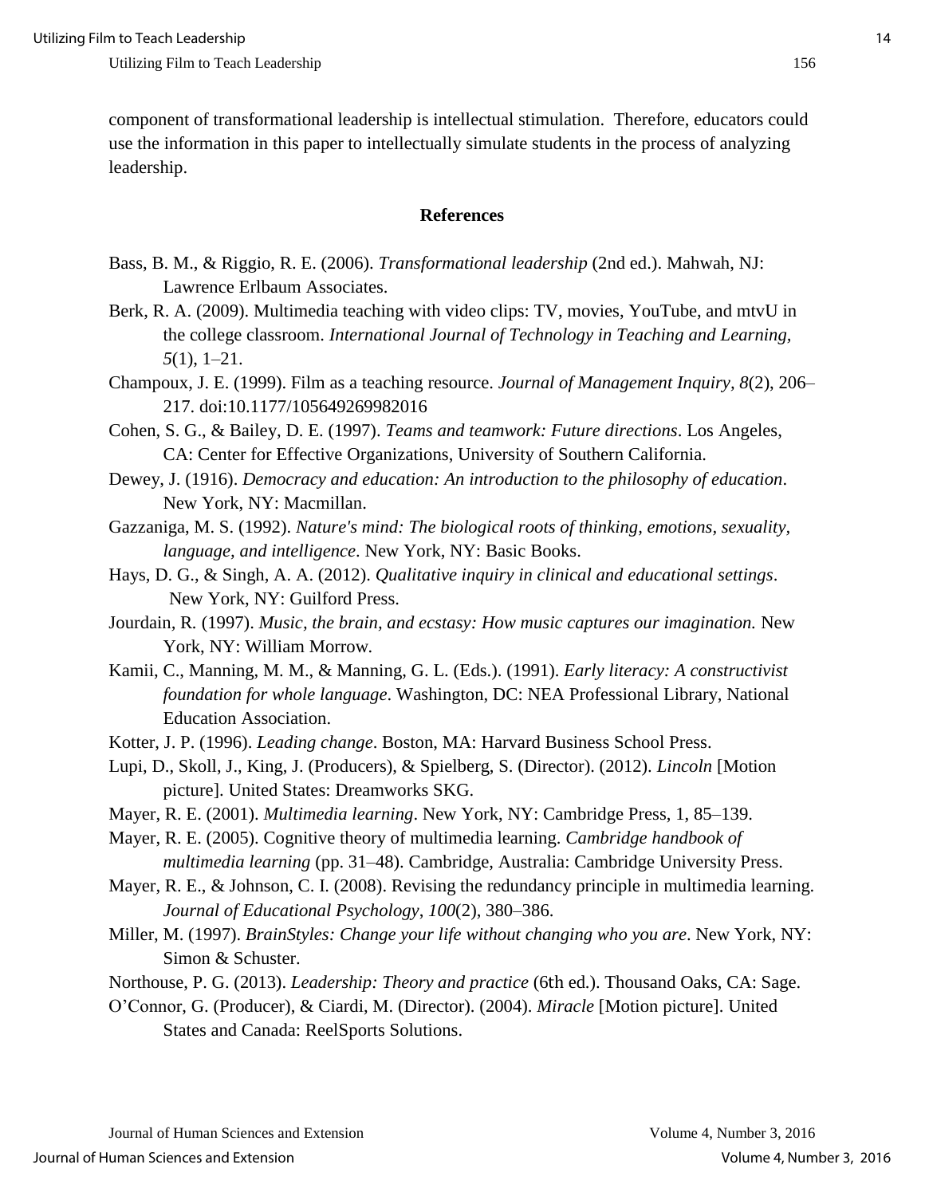component of transformational leadership is intellectual stimulation. Therefore, educators could use the information in this paper to intellectually simulate students in the process of analyzing leadership.

## References

Bass, B. M., & Riggio, R. E. (2006). *Transformational leadership* (2nd ed.). Mahwah, NJ: Lawrence Erlbaum Associates.

Berk, R. A. (2009). Multimedia teaching with video clips: TV, movies, YouTube, and mtvU in the college classroom. *International Journal of Technology in Teaching and Learning, 5*(1), 1–21.

Champoux, J. E. (1999). Film as a teaching resource. *Journal of Management Inquiry, 8*(2), 206–217. doi:10.1177/105649269982016

Cohen, S. G., & Bailey, D. E. (1997). *Teams and teamwork: Future directions*. Los Angeles, CA: Center for Effective Organizations, University of Southern California.

Dewey, J. (1916). *Democracy and education: An introduction to the philosophy of education*. New York, NY: Macmillan.

Gazzaniga, M. S. (1992). *Nature's mind: The biological roots of thinking, emotions, sexuality, language, and intelligence*. New York, NY: Basic Books.

Hays, D. G., & Singh, A. A. (2012). *Qualitative inquiry in clinical and educational settings*. New York, NY: Guilford Press.

Jourdain, R. (1997). *Music, the brain, and ecstasy: How music captures our imagination.* New York, NY: William Morrow.

Kamii, C., Manning, M. M., & Manning, G. L. (Eds.). (1991). *Early literacy: A constructivist foundation for whole language*. Washington, DC: NEA Professional Library, National Education Association.

Kotter, J. P. (1996). *Leading change*. Boston, MA: Harvard Business School Press.

Lupi, D., Skoll, J., King, J. (Producers), & Spielberg, S. (Director). (2012). *Lincoln* [Motion picture]. United States: Dreamworks SKG.

Mayer, R. E. (2001). *Multimedia learning*. New York, NY: Cambridge Press, 1, 85–139.

Mayer, R. E. (2005). Cognitive theory of multimedia learning. *Cambridge handbook of multimedia learning* (pp. 31–48). Cambridge, Australia: Cambridge University Press.

Mayer, R. E., & Johnson, C. I. (2008). Revising the redundancy principle in multimedia learning. *Journal of Educational Psychology*, *100*(2), 380–386.

Miller, M. (1997). *BrainStyles: Change your life without changing who you are*. New York, NY: Simon & Schuster.

Northouse, P. G. (2013). *Leadership: Theory and practice* (6th ed.). Thousand Oaks, CA: Sage.

O'Connor, G. (Producer), & Ciardi, M. (Director). (2004). *Miracle* [Motion picture]. United States and Canada: ReelSports Solutions.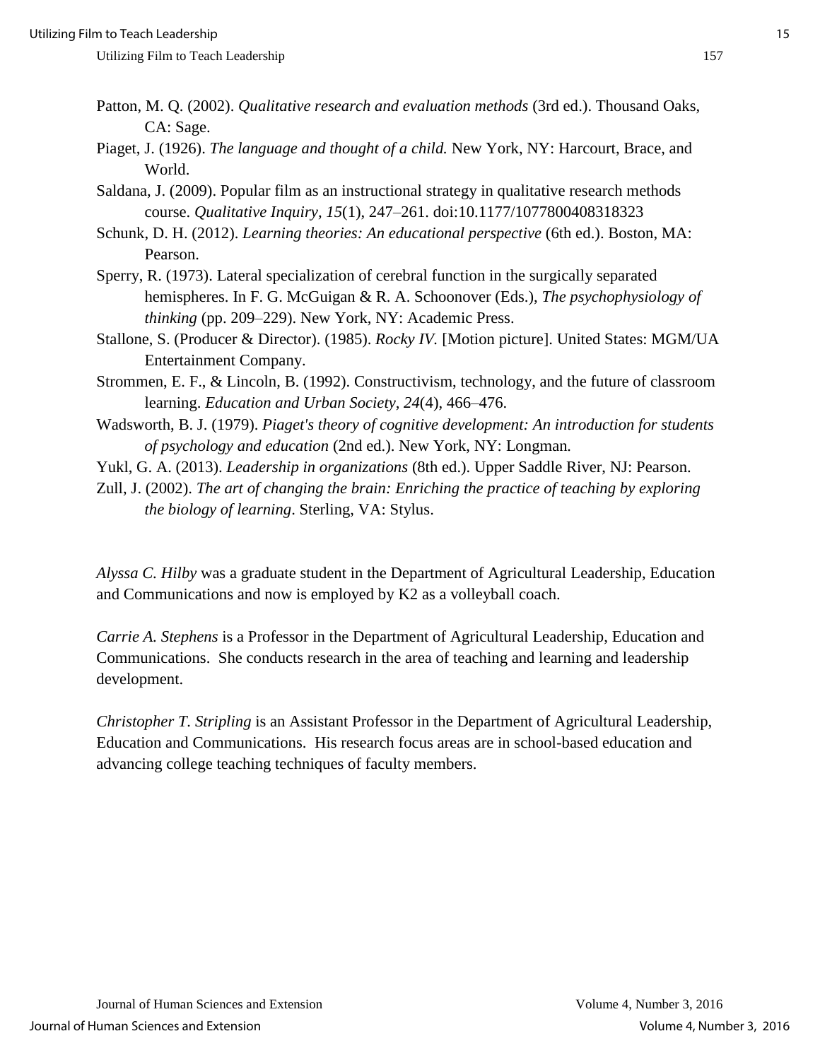Patton, M. Q. (2002). *Qualitative research and evaluation methods* (3rd ed.). Thousand Oaks, CA: Sage.

Piaget, J. (1926). *The language and thought of a child.* New York, NY: Harcourt, Brace, and World.

Saldana, J. (2009). Popular film as an instructional strategy in qualitative research methods course. *Qualitative Inquiry*, *15*(1), 247–261. doi:10.1177/1077800408318323

Schunk, D. H. (2012). *Learning theories: An educational perspective* (6th ed.). Boston, MA: Pearson.

Sperry, R. (1973). Lateral specialization of cerebral function in the surgically separated hemispheres. In F. G. McGuigan & R. A. Schoonover (Eds.), *The psychophysiology of thinking* (pp. 209–229). New York, NY: Academic Press.

Stallone, S. (Producer & Director). (1985). *Rocky IV.* [Motion picture]. United States: MGM/UA Entertainment Company.

Strommen, E. F., & Lincoln, B. (1992). Constructivism, technology, and the future of classroom learning. *Education and Urban Society*, *24*(4), 466–476.

Wadsworth, B. J. (1979). *Piaget's theory of cognitive development: An introduction for students of psychology and education* (2nd ed.). New York, NY: Longman.

Yukl, G. A. (2013). *Leadership in organizations* (8th ed.). Upper Saddle River, NJ: Pearson.

Zull, J. (2002). *The art of changing the brain: Enriching the practice of teaching by exploring the biology of learning*. Sterling, VA: Stylus.

*Alyssa C. Hilby* was a graduate student in the Department of Agricultural Leadership, Education and Communications and now is employed by K2 as a volleyball coach.

*Carrie A. Stephens* is a Professor in the Department of Agricultural Leadership, Education and Communications. She conducts research in the area of teaching and learning and leadership development.

*Christopher T. Stripling* is an Assistant Professor in the Department of Agricultural Leadership, Education and Communications. His research focus areas are in school-based education and advancing college teaching techniques of faculty members.